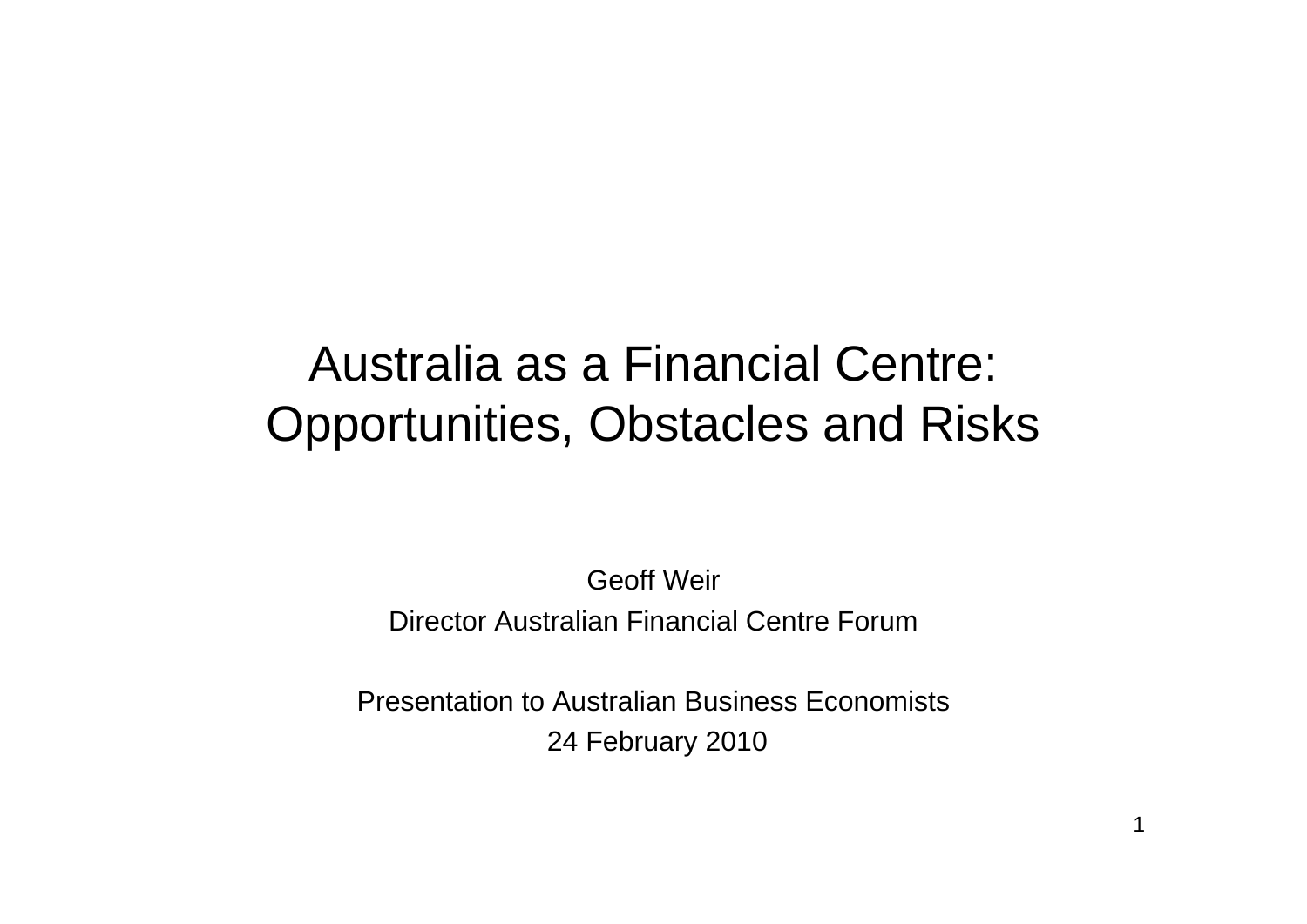# Australia as a Financial Centre: Opportunities, Obstacles and Risks

Geoff Weir

Director Australian Financial Centre Forum

Presentation to Australian Business Economists

24 February 2010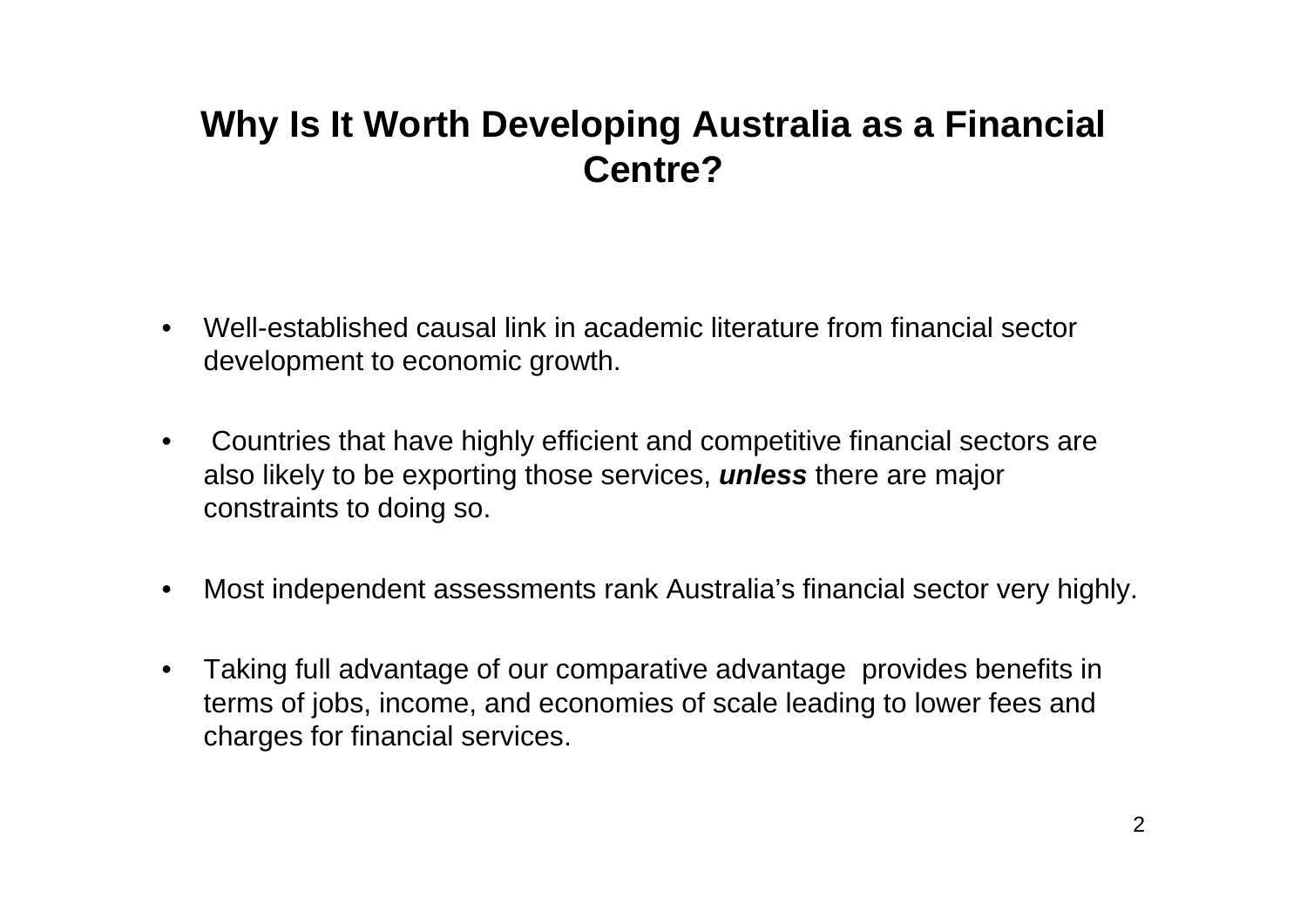# Why Is It Worth Developing Australia as a Financial Centre?

- Well-established causal link in academic literature from financial sector development to economic growth.
- Countries that have highly efficient and competitive financial sectors are also likely to be exporting those services, ***unless*** there are major constraints to doing so.
- Most independent assessments rank Australia's financial sector very highly.
- Taking full advantage of our comparative advantage provides benefits in terms of jobs, income, and economies of scale leading to lower fees and charges for financial services.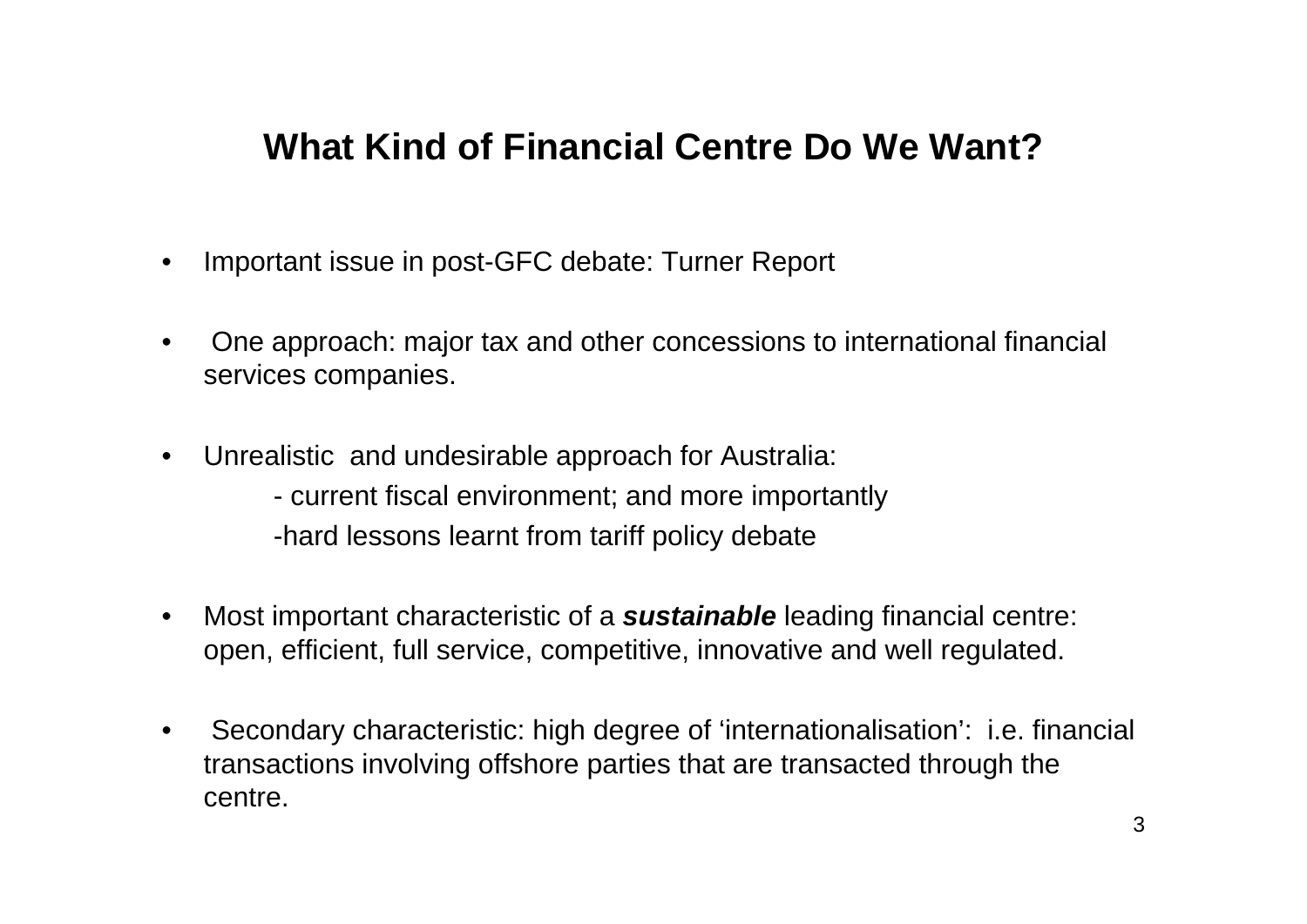## What Kind of Financial Centre Do We Want?

- Important issue in post-GFC debate: Turner Report
- One approach: major tax and other concessions to international financial services companies.
- Unrealistic and undesirable approach for Australia:
  - current fiscal environment; and more importantly
  - hard lessons learnt from tariff policy debate
- Most important characteristic of a ***sustainable*** leading financial centre: open, efficient, full service, competitive, innovative and well regulated.
- Secondary characteristic: high degree of 'internationalisation': i.e. financial transactions involving offshore parties that are transacted through the centre.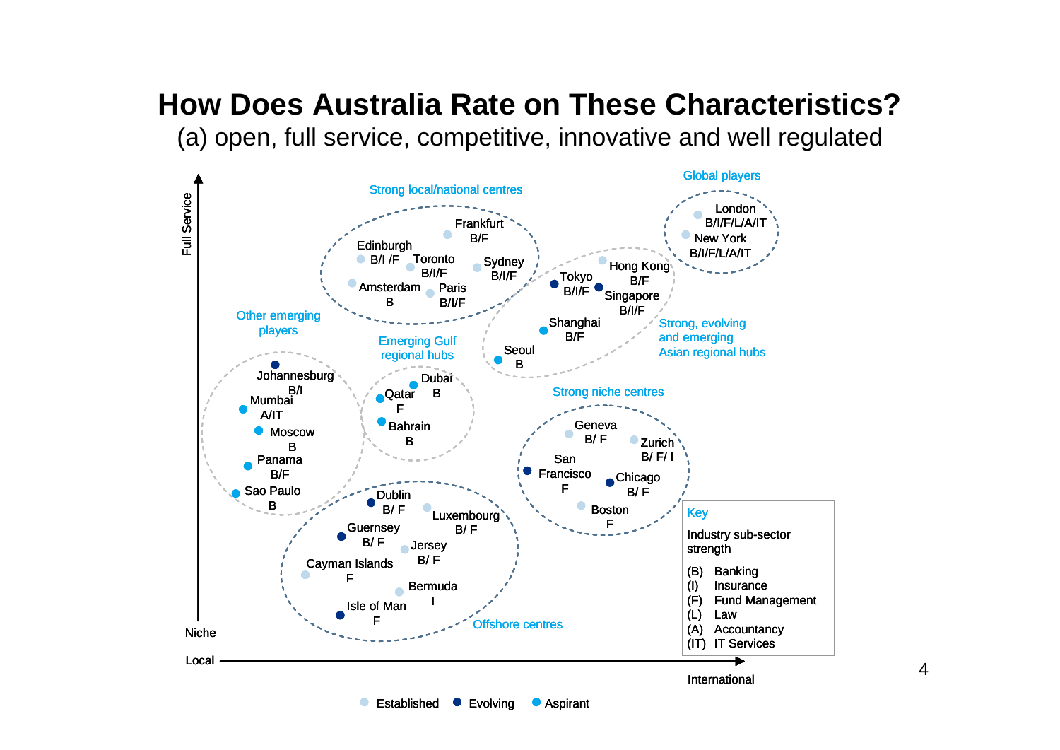# How Does Australia Rate on These Characteristics?

(a) open, full service, competitive, innovative and well regulated

Full Service

Niche

Local

International

**Global players**
- London B/I/F/L/A/IT
- New York B/I/F/L/A/IT

**Strong local/national centres**
- Frankfurt B/F
- Edinburgh B/I /F
- Toronto B/I/F
- Sydney B/I/F
- Amsterdam B
- Paris B/I/F

**Strong, evolving and emerging Asian regional hubs**
- Hong Kong B/F
- Tokyo B/I/F
- Singapore B/I/F
- Shanghai B/F
- Seoul B

**Other emerging players**
- Johannesburg B/I
- Mumbai A/IT
- Moscow B
- Panama B/F
- Sao Paulo B

**Emerging Gulf regional hubs**
- Dubai B
- Qatar F
- Bahrain B

**Strong niche centres**
- Geneva B/ F
- Zurich B/ F/ I
- San Francisco F
- Chicago B/ F
- Boston F

**Offshore centres**
- Dublin B/ F
- Luxembourg B/ F
- Guernsey B/ F
- Jersey B/ F
- Cayman Islands F
- Bermuda I
- Isle of Man F

**Key**

Industry sub-sector strength

- (B) Banking
- (I) Insurance
- (F) Fund Management
- (L) Law
- (A) Accountancy
- (IT) IT Services

Established · Evolving · Aspirant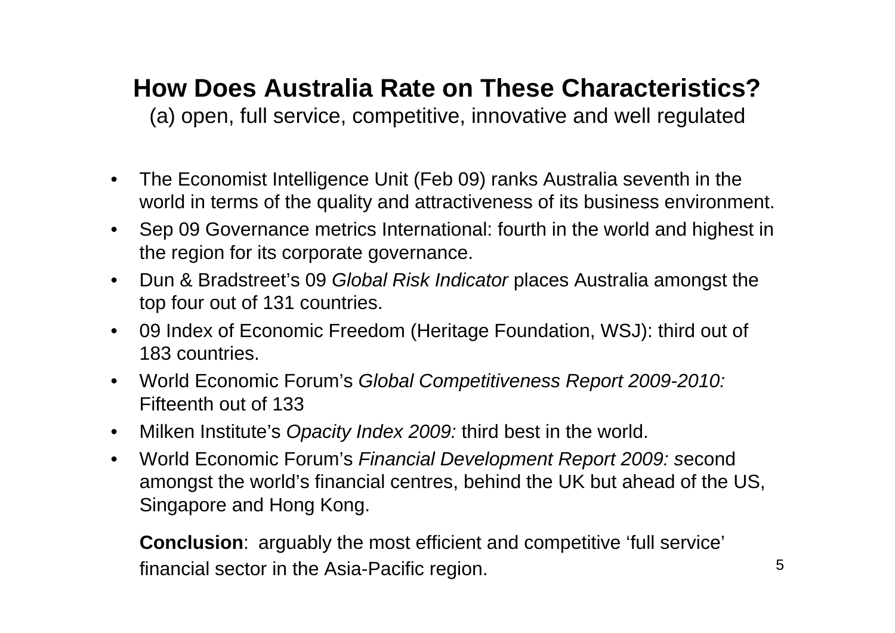# How Does Australia Rate on These Characteristics?

(a) open, full service, competitive, innovative and well regulated

- The Economist Intelligence Unit (Feb 09) ranks Australia seventh in the world in terms of the quality and attractiveness of its business environment.
- Sep 09 Governance metrics International: fourth in the world and highest in the region for its corporate governance.
- Dun & Bradstreet's 09 *Global Risk Indicator* places Australia amongst the top four out of 131 countries.
- 09 Index of Economic Freedom (Heritage Foundation, WSJ): third out of 183 countries.
- World Economic Forum's *Global Competitiveness Report 2009-2010:* Fifteenth out of 133
- Milken Institute's *Opacity Index 2009:* third best in the world.
- World Economic Forum's *Financial Development Report 2009: s*econd amongst the world's financial centres, behind the UK but ahead of the US, Singapore and Hong Kong.

**Conclusion**: arguably the most efficient and competitive 'full service' financial sector in the Asia-Pacific region.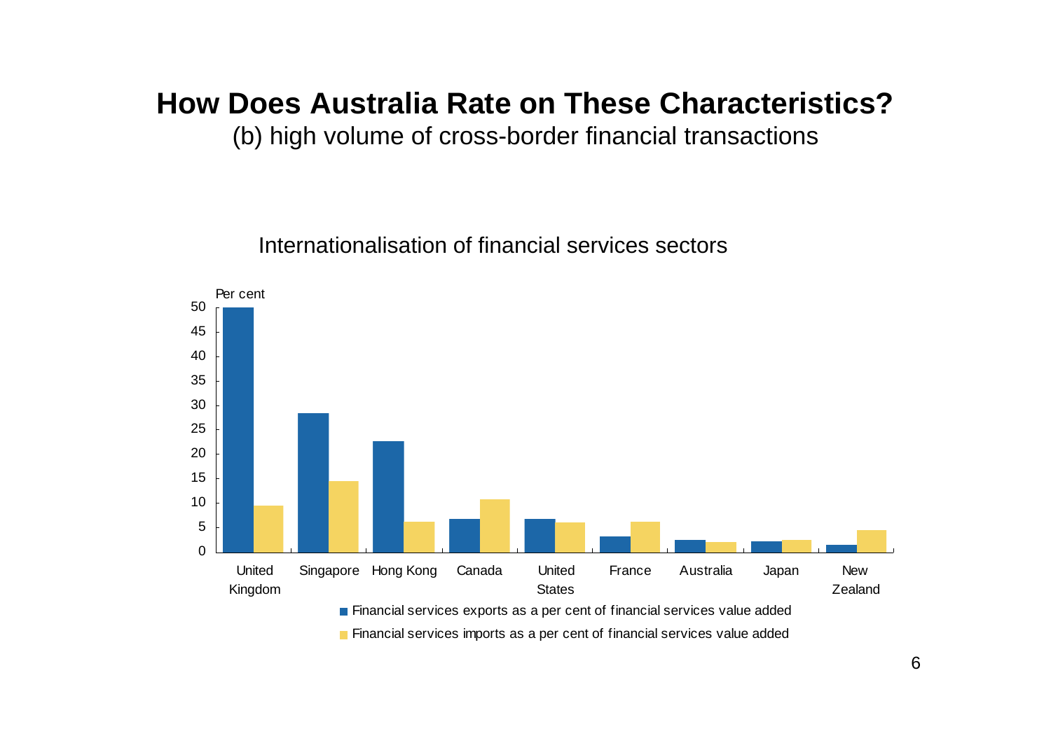# How Does Australia Rate on These Characteristics?

(b) high volume of cross-border financial transactions

Internationalisation of financial services sectors

Per cent

50
45
40
35
30
25
20
15
10
5
0

United Kingdom | Singapore | Hong Kong | Canada | United States | France | Australia | Japan | New Zealand

■ Financial services exports as a per cent of financial services value added

■ Financial services imports as a per cent of financial services value added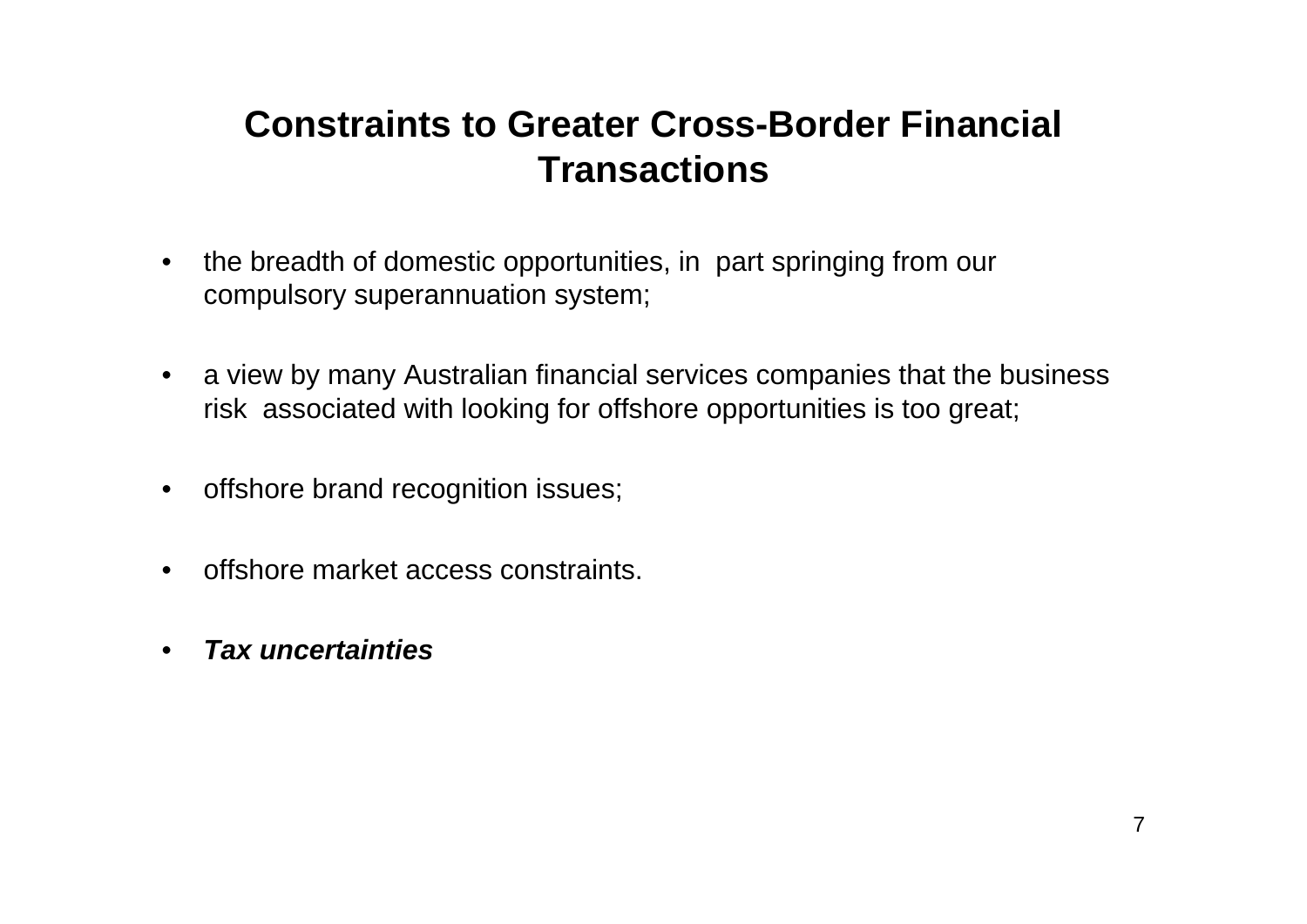# Constraints to Greater Cross-Border Financial Transactions

- the breadth of domestic opportunities, in part springing from our compulsory superannuation system;
- a view by many Australian financial services companies that the business risk associated with looking for offshore opportunities is too great;
- offshore brand recognition issues;
- offshore market access constraints.
- ***Tax uncertainties***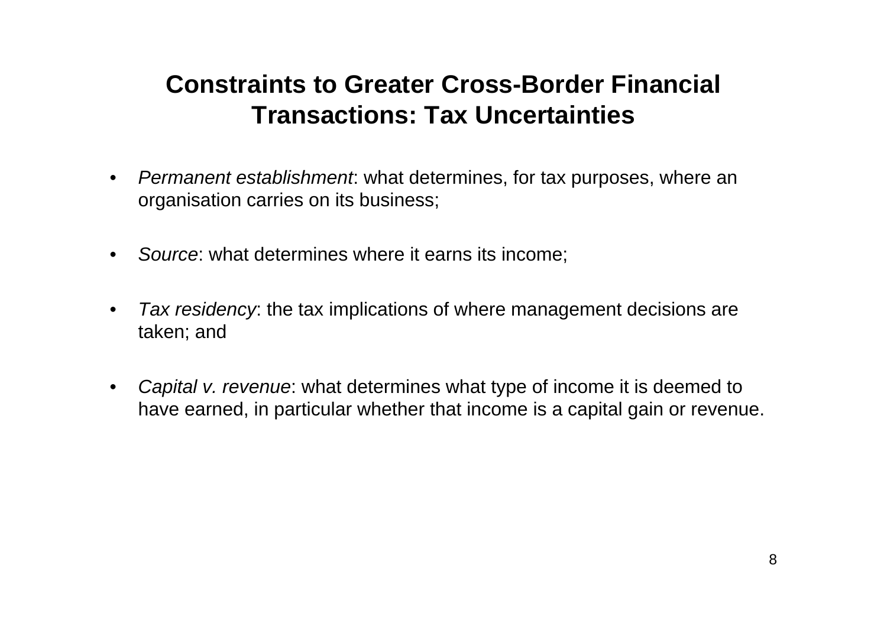## Constraints to Greater Cross-Border Financial Transactions: Tax Uncertainties

- *Permanent establishment*: what determines, for tax purposes, where an organisation carries on its business;
- *Source*: what determines where it earns its income;
- *Tax residency*: the tax implications of where management decisions are taken; and
- *Capital v. revenue*: what determines what type of income it is deemed to have earned, in particular whether that income is a capital gain or revenue.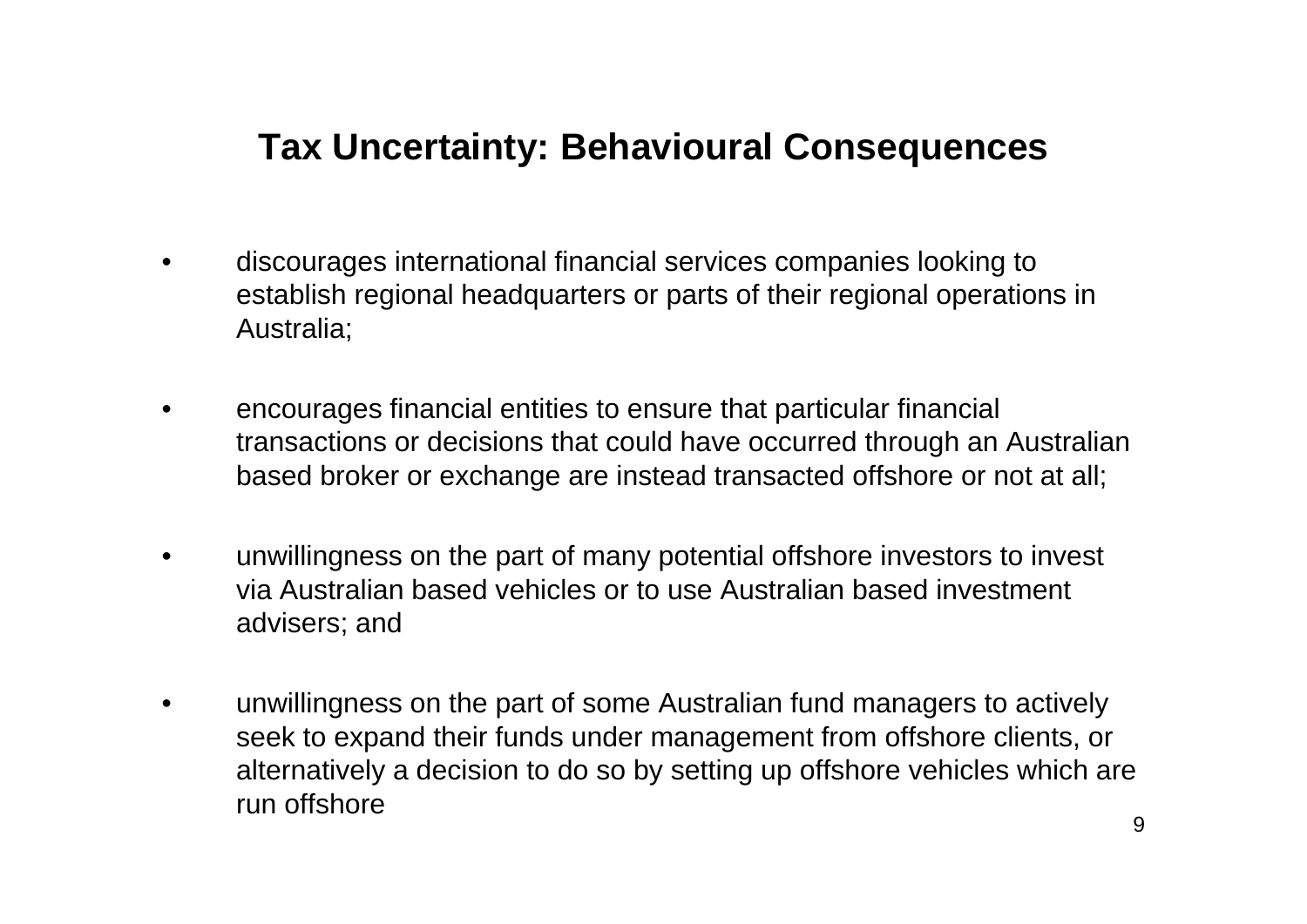## Tax Uncertainty: Behavioural Consequences

- discourages international financial services companies looking to establish regional headquarters or parts of their regional operations in Australia;
- encourages financial entities to ensure that particular financial transactions or decisions that could have occurred through an Australian based broker or exchange are instead transacted offshore or not at all;
- unwillingness on the part of many potential offshore investors to invest via Australian based vehicles or to use Australian based investment advisers; and
- unwillingness on the part of some Australian fund managers to actively seek to expand their funds under management from offshore clients, or alternatively a decision to do so by setting up offshore vehicles which are run offshore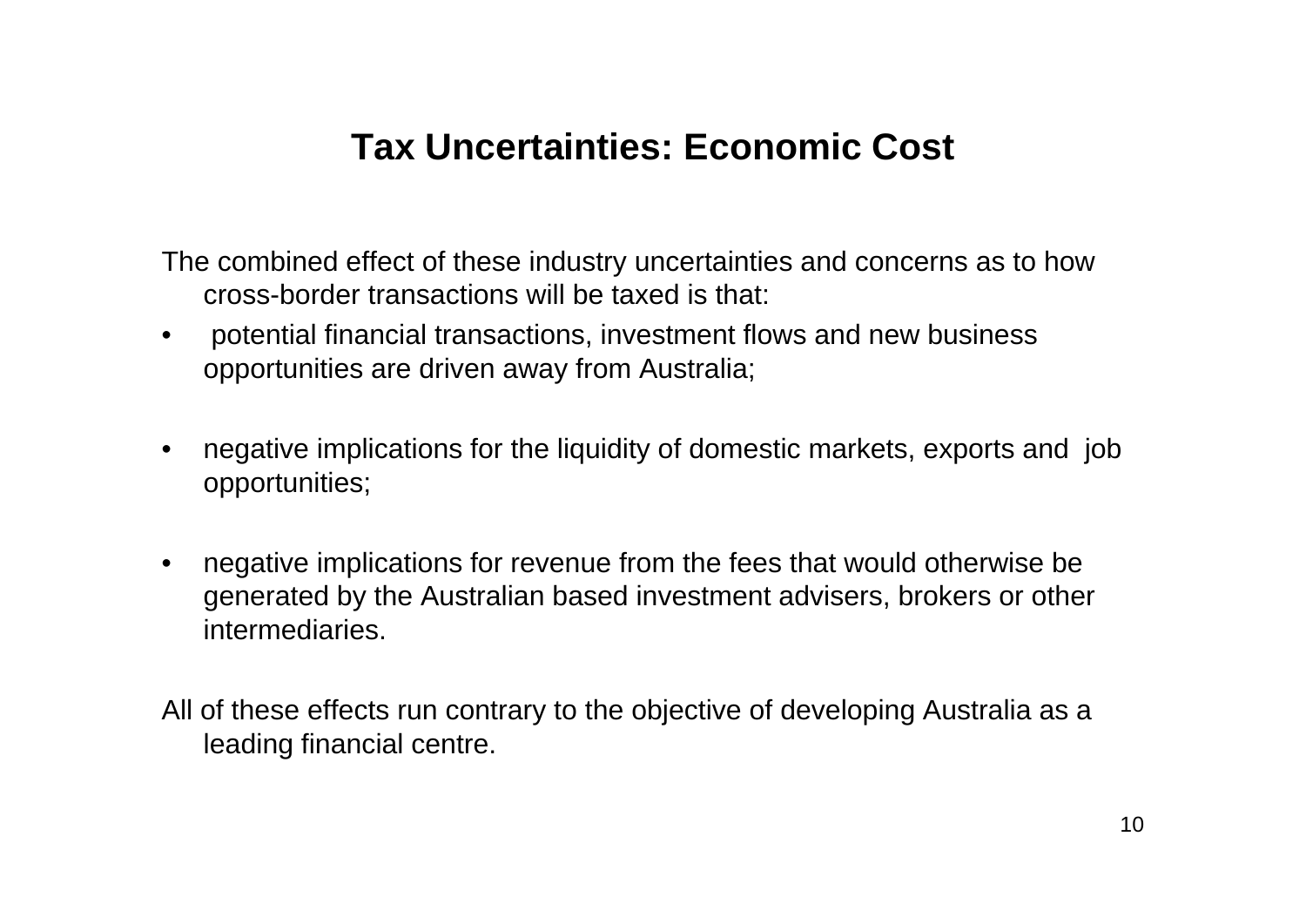# Tax Uncertainties: Economic Cost

The combined effect of these industry uncertainties and concerns as to how cross-border transactions will be taxed is that:

- potential financial transactions, investment flows and new business opportunities are driven away from Australia;
- negative implications for the liquidity of domestic markets, exports and job opportunities;
- negative implications for revenue from the fees that would otherwise be generated by the Australian based investment advisers, brokers or other intermediaries.

All of these effects run contrary to the objective of developing Australia as a leading financial centre.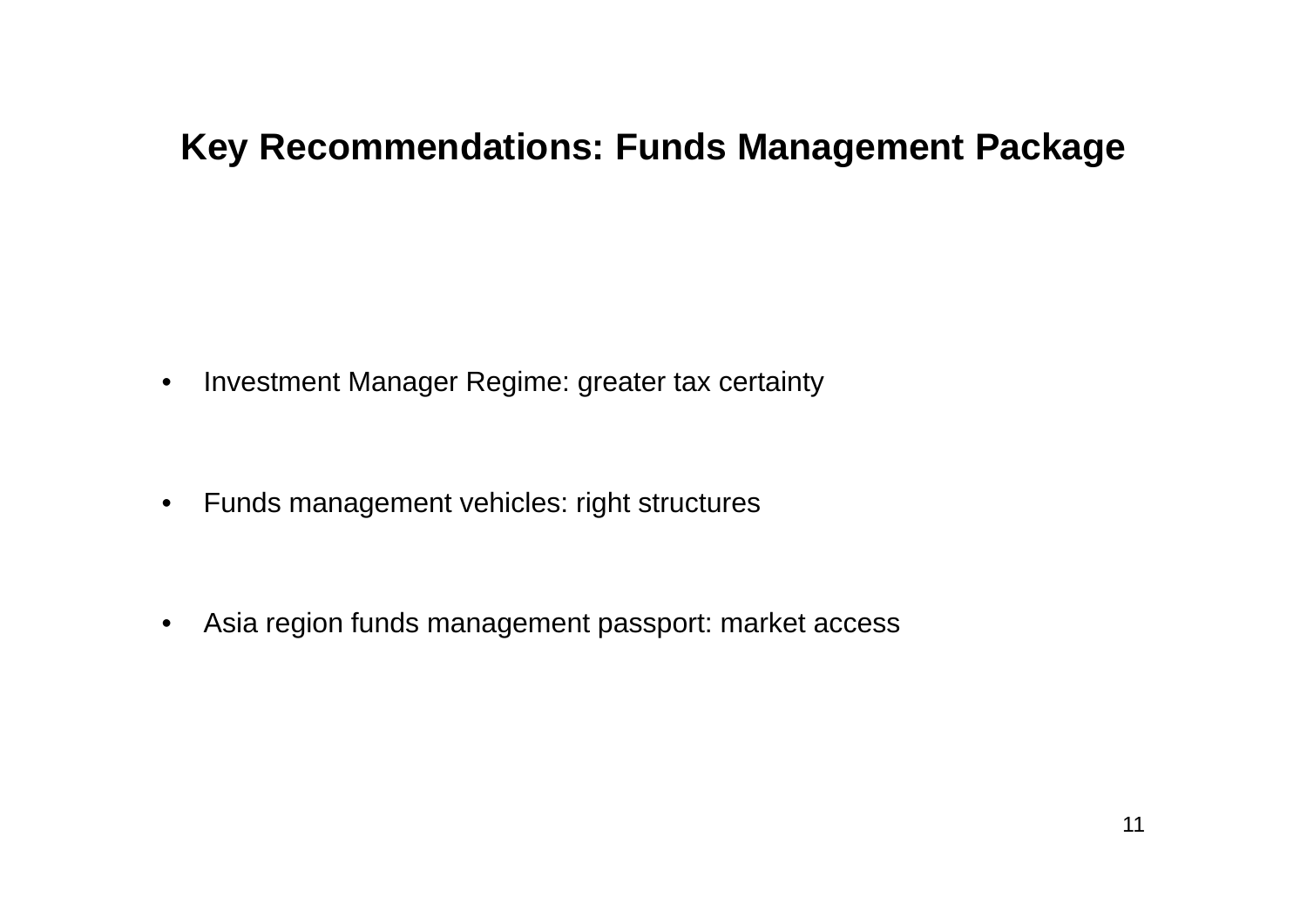# Key Recommendations: Funds Management Package

- Investment Manager Regime: greater tax certainty
- Funds management vehicles: right structures
- Asia region funds management passport: market access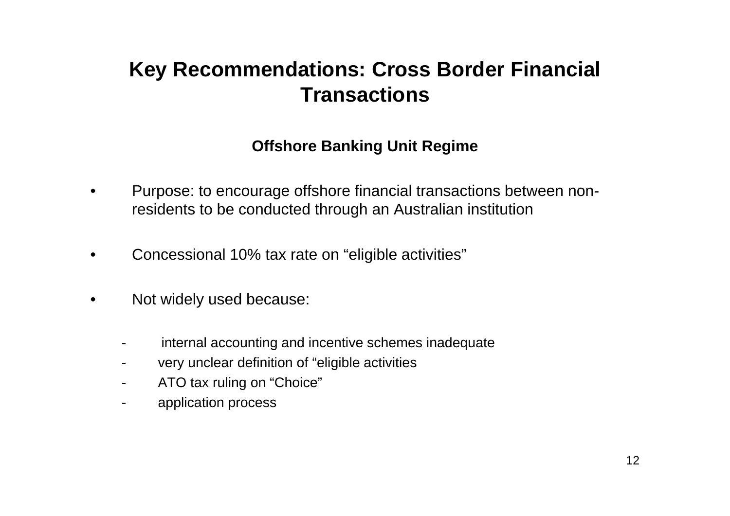# Key Recommendations: Cross Border Financial Transactions

### Offshore Banking Unit Regime

- Purpose: to encourage offshore financial transactions between non-residents to be conducted through an Australian institution
- Concessional 10% tax rate on “eligible activities”
- Not widely used because:
  - internal accounting and incentive schemes inadequate
  - very unclear definition of “eligible activities
  - ATO tax ruling on “Choice”
  - application process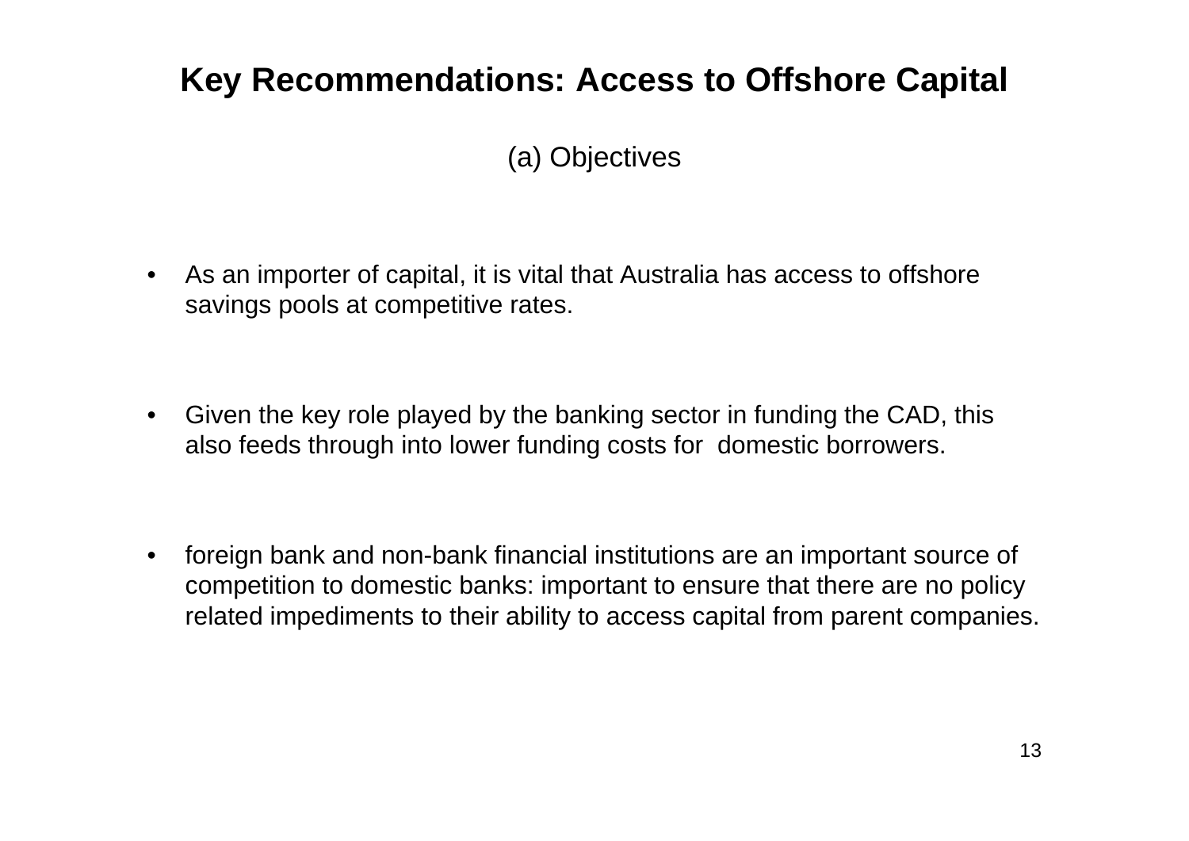# Key Recommendations: Access to Offshore Capital

## (a) Objectives

- As an importer of capital, it is vital that Australia has access to offshore savings pools at competitive rates.

- Given the key role played by the banking sector in funding the CAD, this also feeds through into lower funding costs for domestic borrowers.

- foreign bank and non-bank financial institutions are an important source of competition to domestic banks: important to ensure that there are no policy related impediments to their ability to access capital from parent companies.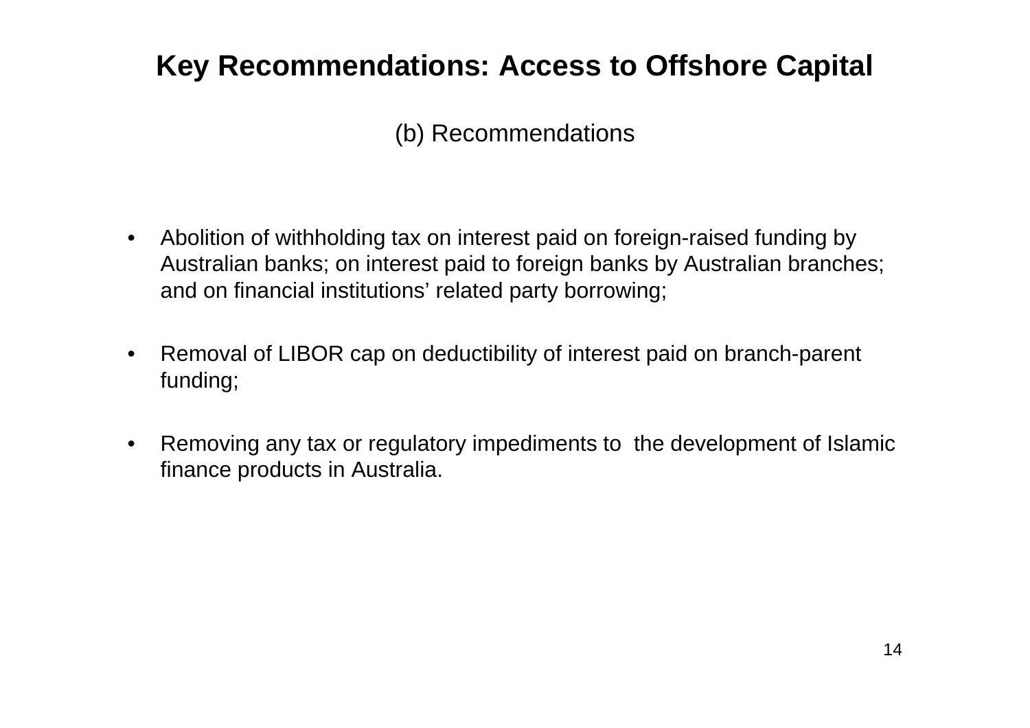# Key Recommendations: Access to Offshore Capital

## (b) Recommendations

- Abolition of withholding tax on interest paid on foreign-raised funding by Australian banks; on interest paid to foreign banks by Australian branches; and on financial institutions' related party borrowing;

- Removal of LIBOR cap on deductibility of interest paid on branch-parent funding;

- Removing any tax or regulatory impediments to the development of Islamic finance products in Australia.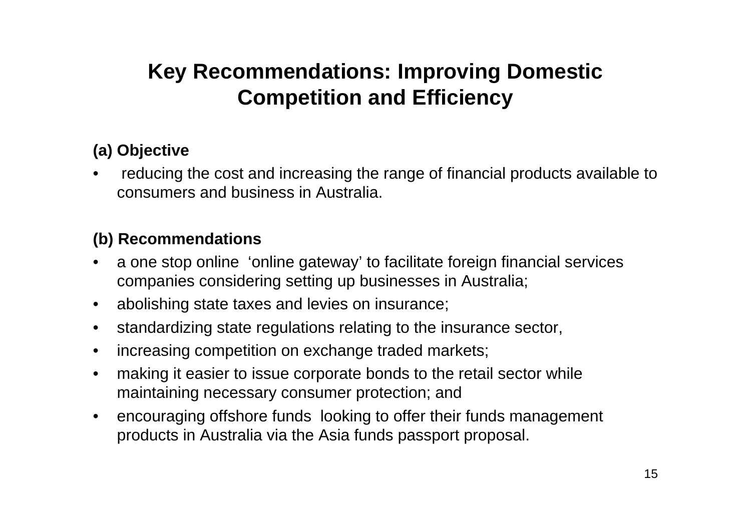# Key Recommendations: Improving Domestic Competition and Efficiency

**(a) Objective**

- reducing the cost and increasing the range of financial products available to consumers and business in Australia.

**(b) Recommendations**

- a one stop online ‘online gateway’ to facilitate foreign financial services companies considering setting up businesses in Australia;
- abolishing state taxes and levies on insurance;
- standardizing state regulations relating to the insurance sector,
- increasing competition on exchange traded markets;
- making it easier to issue corporate bonds to the retail sector while maintaining necessary consumer protection; and
- encouraging offshore funds looking to offer their funds management products in Australia via the Asia funds passport proposal.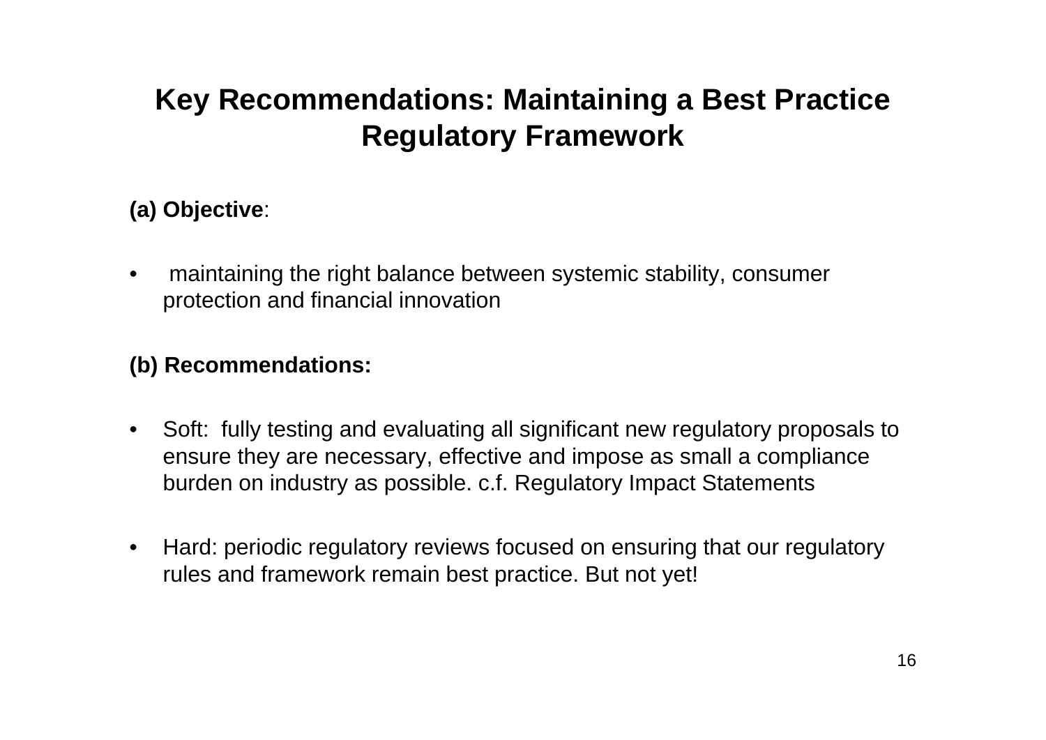# Key Recommendations: Maintaining a Best Practice Regulatory Framework

**(a) Objective**:

- maintaining the right balance between systemic stability, consumer protection and financial innovation

**(b) Recommendations:**

- Soft: fully testing and evaluating all significant new regulatory proposals to ensure they are necessary, effective and impose as small a compliance burden on industry as possible. c.f. Regulatory Impact Statements
- Hard: periodic regulatory reviews focused on ensuring that our regulatory rules and framework remain best practice. But not yet!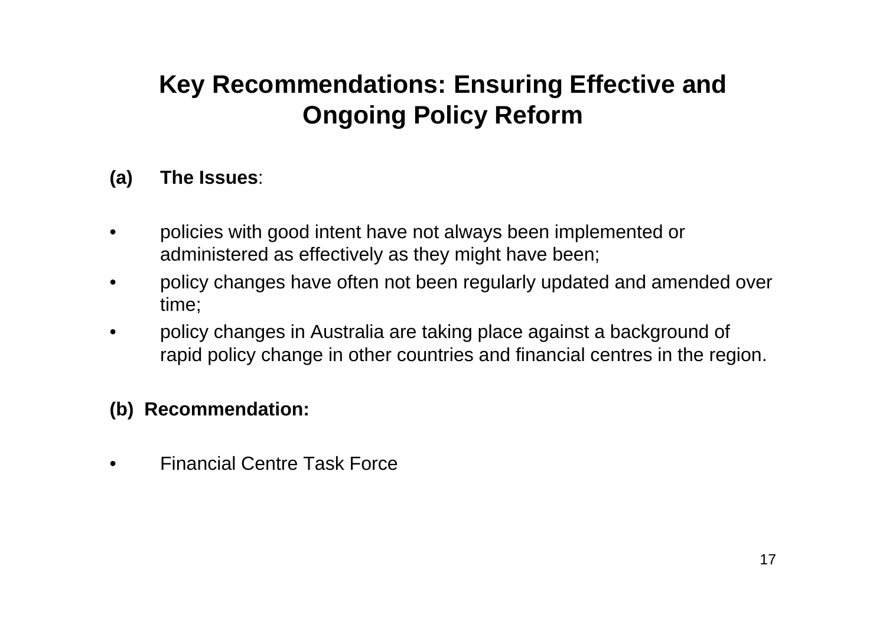# Key Recommendations: Ensuring Effective and Ongoing Policy Reform

**(a) The Issues**:

- policies with good intent have not always been implemented or administered as effectively as they might have been;
- policy changes have often not been regularly updated and amended over time;
- policy changes in Australia are taking place against a background of rapid policy change in other countries and financial centres in the region.

**(b) Recommendation:**

- Financial Centre Task Force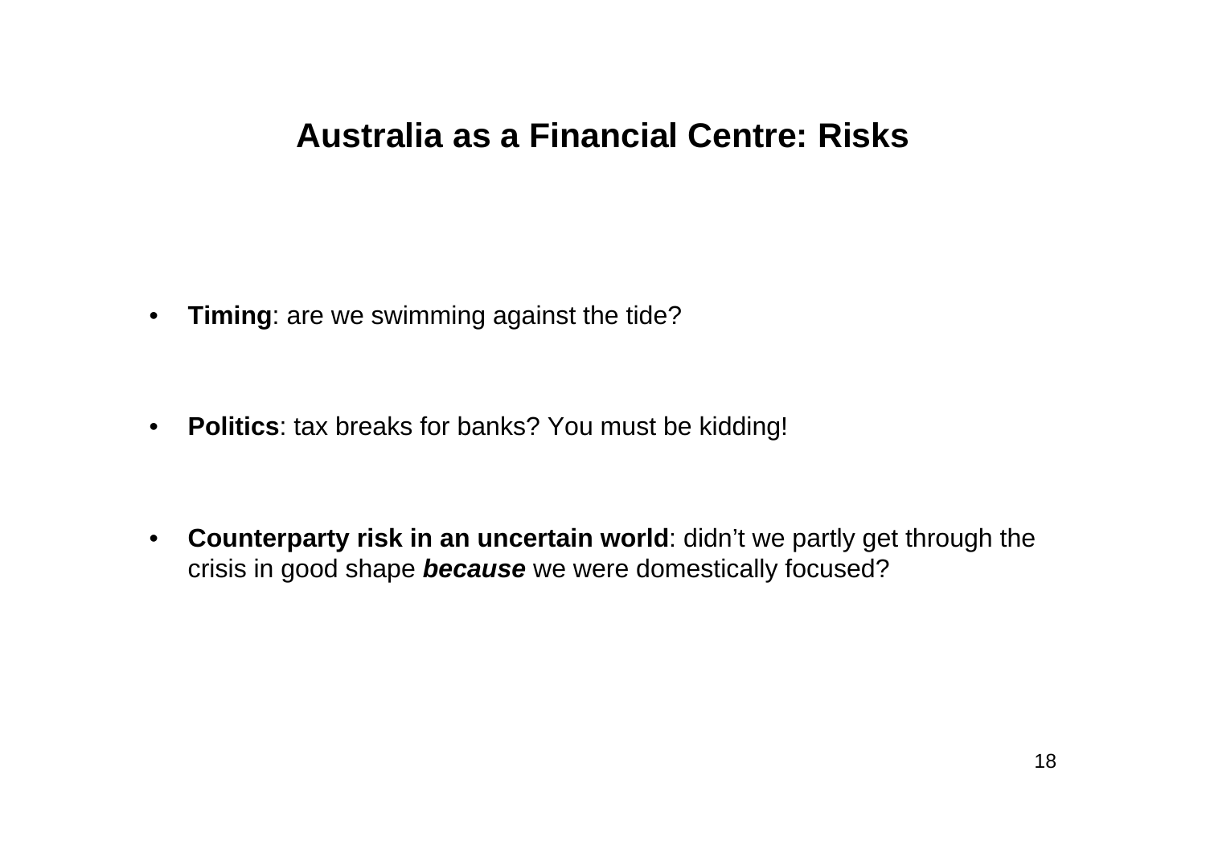# Australia as a Financial Centre: Risks

- **Timing**: are we swimming against the tide?

- **Politics**: tax breaks for banks? You must be kidding!

- **Counterparty risk in an uncertain world**: didn't we partly get through the crisis in good shape ***because*** we were domestically focused?